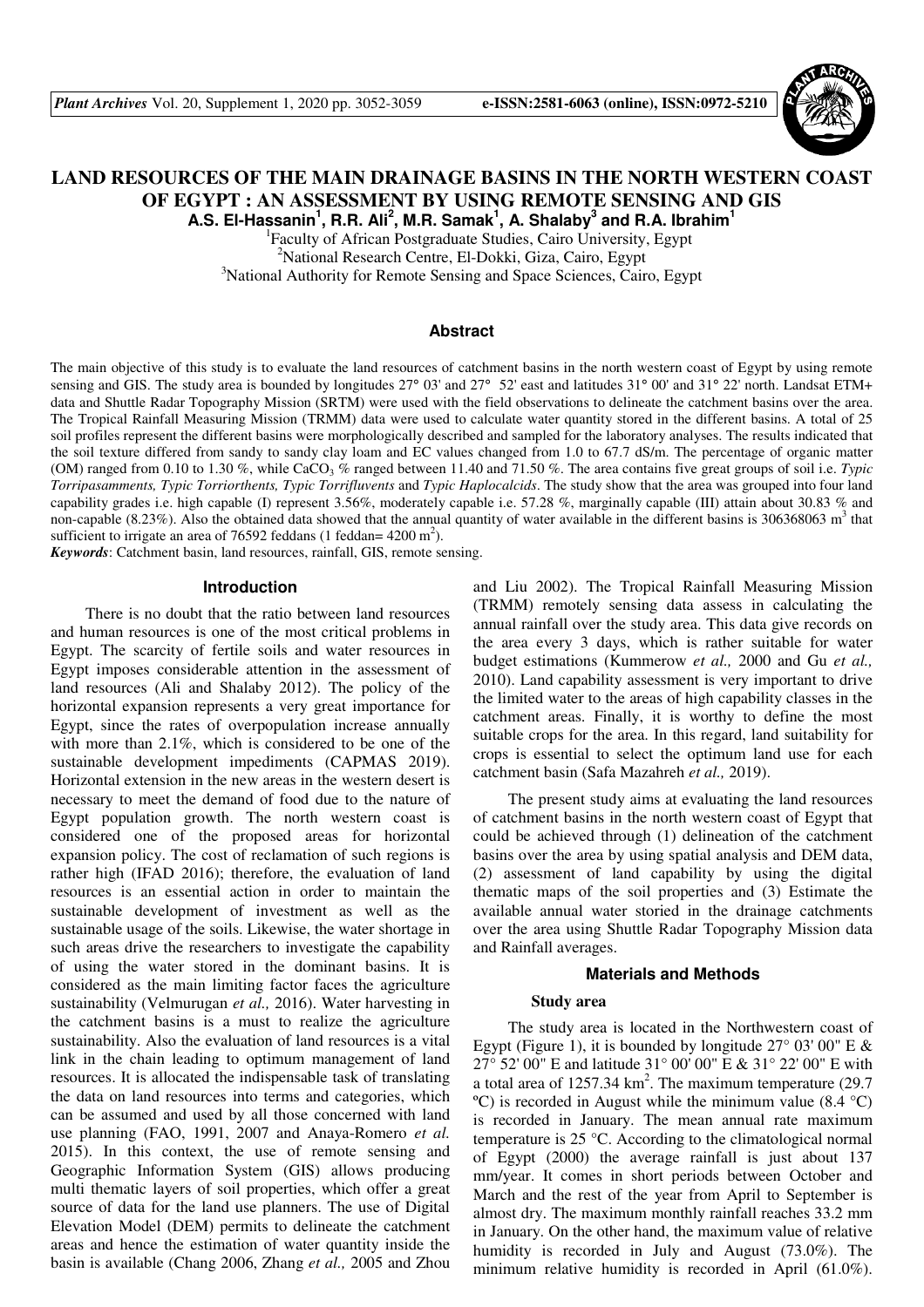# LAND RESOURCES OF THE MAIN DRAINAGE BASINS IN THE NORTH WESTERN COAST OF EGYPT : AN ASSESSMENT BY USING REMOTE SENSING AND GIS

**A.S. El-Hassanin[1], R.R. Ali[2], M.R. Samak[1], A. Shalaby[3] and R.A. Ibrahim[1]**

[1]Faculty of African Postgraduate Studies, Cairo University, Egypt
[2]National Research Centre, El-Dokki, Giza, Cairo, Egypt
[3]National Authority for Remote Sensing and Space Sciences, Cairo, Egypt

## Abstract

The main objective of this study is to evaluate the land resources of catchment basins in the north western coast of Egypt by using remote sensing and GIS. The study area is bounded by longitudes 27° 03' and 27° 52' east and latitudes 31° 00' and 31° 22' north. Landsat ETM+ data and Shuttle Radar Topography Mission (SRTM) were used with the field observations to delineate the catchment basins over the area. The Tropical Rainfall Measuring Mission (TRMM) data were used to calculate water quantity stored in the different basins. A total of 25 soil profiles represent the different basins were morphologically described and sampled for the laboratory analyses. The results indicated that the soil texture differed from sandy to sandy clay loam and EC values changed from 1.0 to 67.7 dS/m. The percentage of organic matter (OM) ranged from 0.10 to 1.30 %, while $CaCO_3$ % ranged between 11.40 and 71.50 %. The area contains five great groups of soil i.e. *Typic Torripasamments, Typic Torriorthents, Typic Torrifluvents* and *Typic Haplocalcids*. The study show that the area was grouped into four land capability grades i.e. high capable (I) represent 3.56%, moderately capable i.e. 57.28 %, marginally capable (III) attain about 30.83 % and non-capable (8.23%). Also the obtained data showed that the annual quantity of water available in the different basins is 306368063 $m^3$ that sufficient to irrigate an area of 76592 feddans (1 feddan= 4200 $m^2$).

***Keywords***: Catchment basin, land resources, rainfall, GIS, remote sensing.

## Introduction

There is no doubt that the ratio between land resources and human resources is one of the most critical problems in Egypt. The scarcity of fertile soils and water resources in Egypt imposes considerable attention in the assessment of land resources (Ali and Shalaby 2012). The policy of the horizontal expansion represents a very great importance for Egypt, since the rates of overpopulation increase annually with more than 2.1%, which is considered to be one of the sustainable development impediments (CAPMAS 2019). Horizontal extension in the new areas in the western desert is necessary to meet the demand of food due to the nature of Egypt population growth. The north western coast is considered one of the proposed areas for horizontal expansion policy. The cost of reclamation of such regions is rather high (IFAD 2016); therefore, the evaluation of land resources is an essential action in order to maintain the sustainable development of investment as well as the sustainable usage of the soils. Likewise, the water shortage in such areas drive the researchers to investigate the capability of using the water stored in the dominant basins. It is considered as the main limiting factor faces the agriculture sustainability (Velmurugan *et al.,* 2016). Water harvesting in the catchment basins is a must to realize the agriculture sustainability. Also the evaluation of land resources is a vital link in the chain leading to optimum management of land resources. It is allocated the indispensable task of translating the data on land resources into terms and categories, which can be assumed and used by all those concerned with land use planning (FAO, 1991, 2007 and Anaya-Romero *et al.* 2015). In this context, the use of remote sensing and Geographic Information System (GIS) allows producing multi thematic layers of soil properties, which offer a great source of data for the land use planners. The use of Digital Elevation Model (DEM) permits to delineate the catchment areas and hence the estimation of water quantity inside the basin is available (Chang 2006, Zhang *et al.,* 2005 and Zhou and Liu 2002). The Tropical Rainfall Measuring Mission (TRMM) remotely sensing data assess in calculating the annual rainfall over the study area. This data give records on the area every 3 days, which is rather suitable for water budget estimations (Kummerow *et al.,* 2000 and Gu *et al.,* 2010). Land capability assessment is very important to drive the limited water to the areas of high capability classes in the catchment areas. Finally, it is worthy to define the most suitable crops for the area. In this regard, land suitability for crops is essential to select the optimum land use for each catchment basin (Safa Mazahreh *et al.,* 2019).

The present study aims at evaluating the land resources of catchment basins in the north western coast of Egypt that could be achieved through (1) delineation of the catchment basins over the area by using spatial analysis and DEM data, (2) assessment of land capability by using the digital thematic maps of the soil properties and (3) Estimate the available annual water storied in the drainage catchments over the area using Shuttle Radar Topography Mission data and Rainfall averages.

## Materials and Methods

### Study area

The study area is located in the Northwestern coast of Egypt (Figure 1), it is bounded by longitude 27° 03' 00" E & 27° 52' 00" E and latitude 31° 00' 00" E & 31° 22' 00" E with a total area of 1257.34 $km^2$. The maximum temperature (29.7 ºC) is recorded in August while the minimum value (8.4 °C) is recorded in January. The mean annual rate maximum temperature is 25 °C. According to the climatological normal of Egypt (2000) the average rainfall is just about 137 mm/year. It comes in short periods between October and March and the rest of the year from April to September is almost dry. The maximum monthly rainfall reaches 33.2 mm in January. On the other hand, the maximum value of relative humidity is recorded in July and August (73.0%). The minimum relative humidity is recorded in April (61.0%).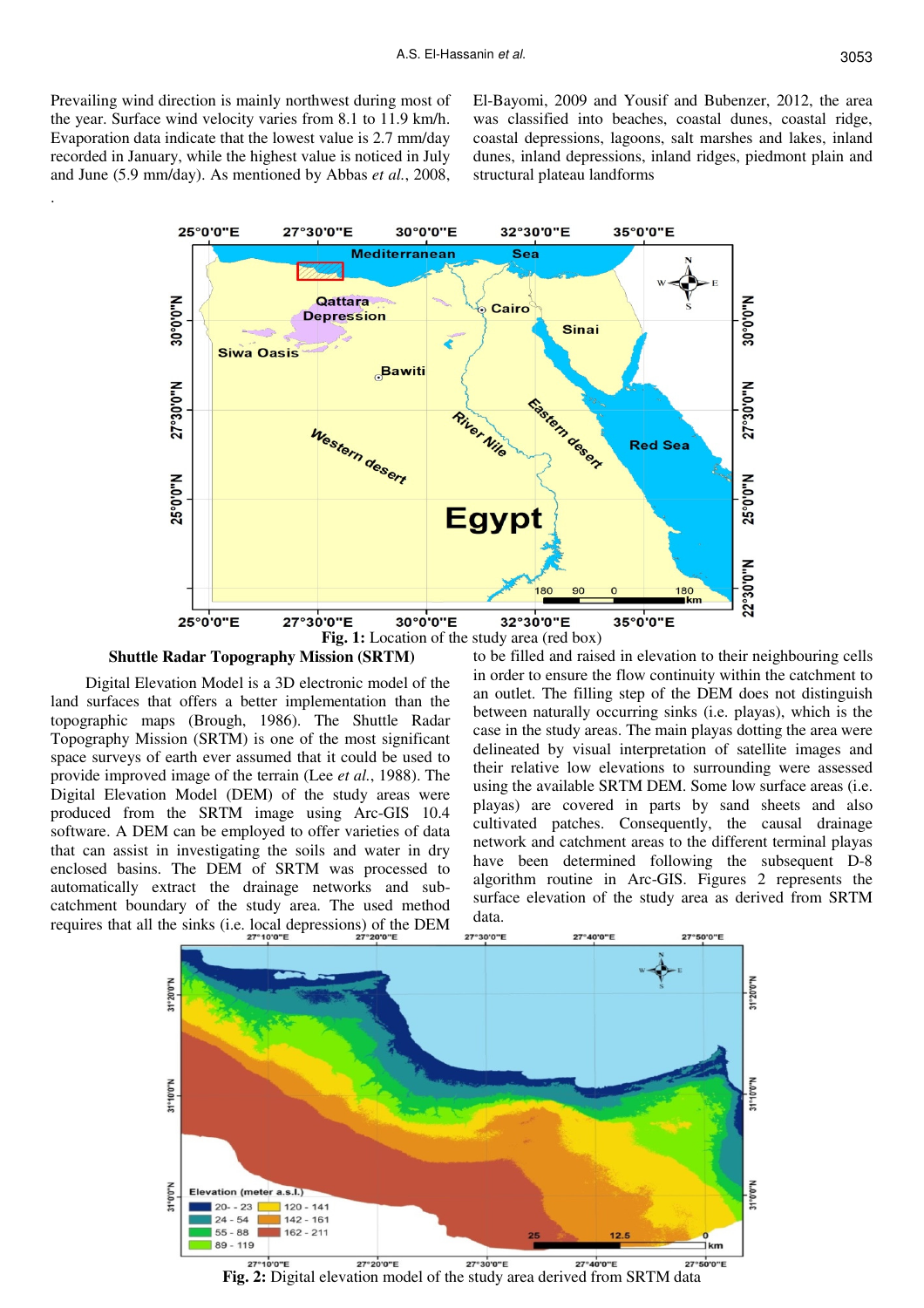Prevailing wind direction is mainly northwest during most of the year. Surface wind velocity varies from 8.1 to 11.9 km/h. Evaporation data indicate that the lowest value is 2.7 mm/day recorded in January, while the highest value is noticed in July and June (5.9 mm/day). As mentioned by Abbas *et al.*, 2008, El-Bayomi, 2009 and Yousif and Bubenzer, 2012, the area was classified into beaches, coastal dunes, coastal ridge, coastal depressions, lagoons, salt marshes and lakes, inland dunes, inland depressions, inland ridges, piedmont plain and structural plateau landforms

.

**Fig. 1:** Location of the study area (red box)

## Shuttle Radar Topography Mission (SRTM)

Digital Elevation Model is a 3D electronic model of the land surfaces that offers a better implementation than the topographic maps (Brough, 1986). The Shuttle Radar Topography Mission (SRTM) is one of the most significant space surveys of earth ever assumed that it could be used to provide improved image of the terrain (Lee *et al.*, 1988). The Digital Elevation Model (DEM) of the study areas were produced from the SRTM image using Arc-GIS 10.4 software. A DEM can be employed to offer varieties of data that can assist in investigating the soils and water in dry enclosed basins. The DEM of SRTM was processed to automatically extract the drainage networks and sub-catchment boundary of the study area. The used method requires that all the sinks (i.e. local depressions) of the DEM to be filled and raised in elevation to their neighbouring cells in order to ensure the flow continuity within the catchment to an outlet. The filling step of the DEM does not distinguish between naturally occurring sinks (i.e. playas), which is the case in the study areas. The main playas dotting the area were delineated by visual interpretation of satellite images and their relative low elevations to surrounding were assessed using the available SRTM DEM. Some low surface areas (i.e. playas) are covered in parts by sand sheets and also cultivated patches. Consequently, the causal drainage network and catchment areas to the different terminal playas have been determined following the subsequent D-8 algorithm routine in Arc-GIS. Figures 2 represents the surface elevation of the study area as derived from SRTM data.

**Fig. 2:** Digital elevation model of the study area derived from SRTM data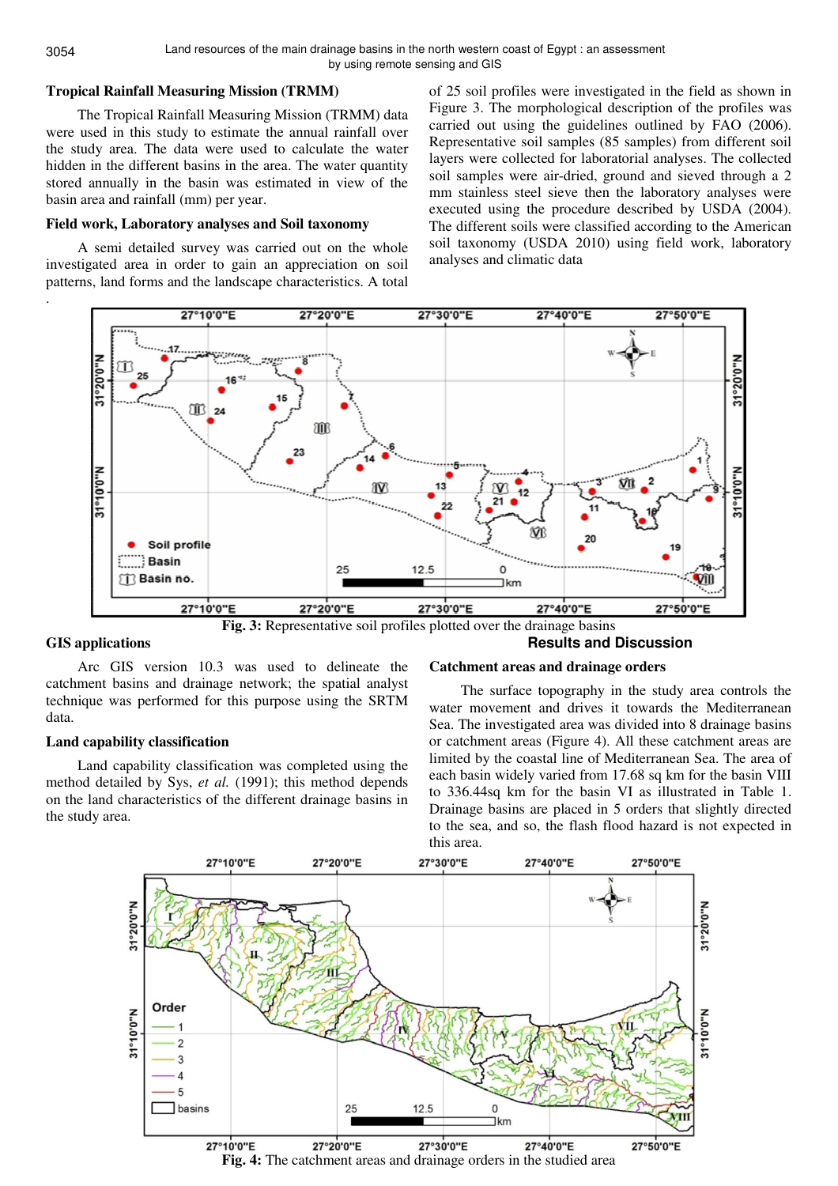### Tropical Rainfall Measuring Mission (TRMM)

The Tropical Rainfall Measuring Mission (TRMM) data were used in this study to estimate the annual rainfall over the study area. The data were used to calculate the water hidden in the different basins in the area. The water quantity stored annually in the basin was estimated in view of the basin area and rainfall (mm) per year.

### Field work, Laboratory analyses and Soil taxonomy

A semi detailed survey was carried out on the whole investigated area in order to gain an appreciation on soil patterns, land forms and the landscape characteristics. A total of 25 soil profiles were investigated in the field as shown in Figure 3. The morphological description of the profiles was carried out using the guidelines outlined by FAO (2006). Representative soil samples (85 samples) from different soil layers were collected for laboratorial analyses. The collected soil samples were air-dried, ground and sieved through a 2 mm stainless steel sieve then the laboratory analyses were executed using the procedure described by USDA (2004). The different soils were classified according to the American soil taxonomy (USDA 2010) using field work, laboratory analyses and climatic data

**Fig. 3:** Representative soil profiles plotted over the drainage basins

### GIS applications

Arc GIS version 10.3 was used to delineate the catchment basins and drainage network; the spatial analyst technique was performed for this purpose using the SRTM data.

### Land capability classification

Land capability classification was completed using the method detailed by Sys, *et al.* (1991); this method depends on the land characteristics of the different drainage basins in the study area.

## Results and Discussion

### Catchment areas and drainage orders

The surface topography in the study area controls the water movement and drives it towards the Mediterranean Sea. The investigated area was divided into 8 drainage basins or catchment areas (Figure 4). All these catchment areas are limited by the coastal line of Mediterranean Sea. The area of each basin widely varied from 17.68 sq km for the basin VIII to 336.44sq km for the basin VI as illustrated in Table 1. Drainage basins are placed in 5 orders that slightly directed to the sea, and so, the flash flood hazard is not expected in this area.

**Fig. 4:** The catchment areas and drainage orders in the studied area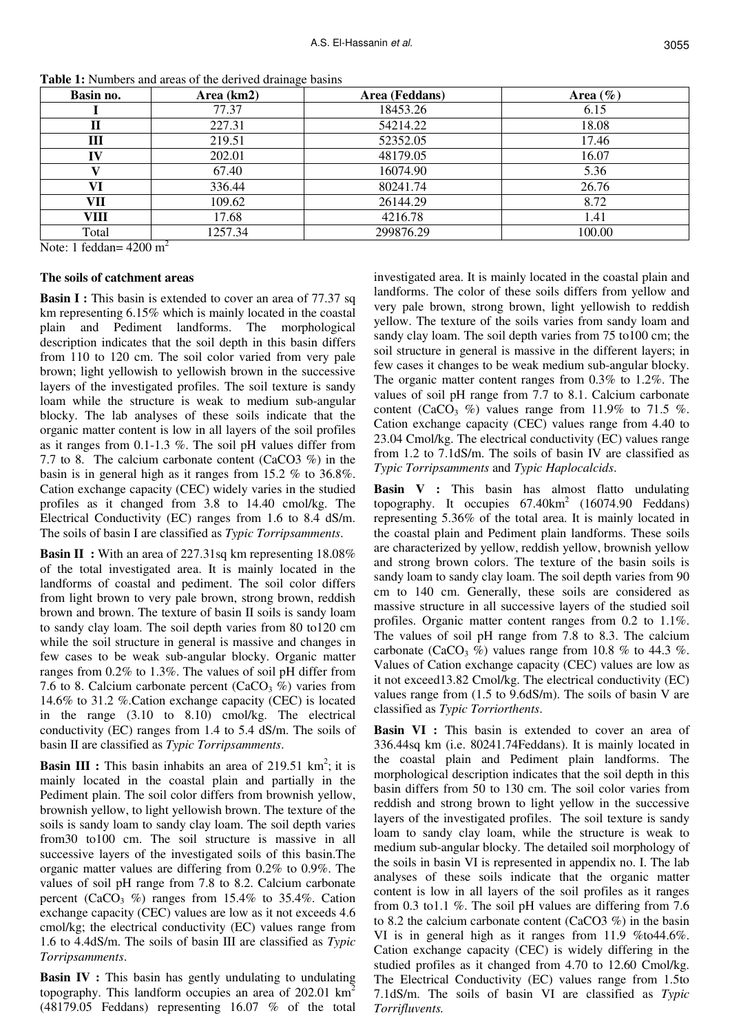**Table 1:** Numbers and areas of the derived drainage basins

| Basin no. | Area (km2) | Area (Feddans) | Area (%) |
|---|---|---|---|
| I | 77.37 | 18453.26 | 6.15 |
| II | 227.31 | 54214.22 | 18.08 |
| III | 219.51 | 52352.05 | 17.46 |
| IV | 202.01 | 48179.05 | 16.07 |
| V | 67.40 | 16074.90 | 5.36 |
| VI | 336.44 | 80241.74 | 26.76 |
| VII | 109.62 | 26144.29 | 8.72 |
| VIII | 17.68 | 4216.78 | 1.41 |
| Total | 1257.34 | 299876.29 | 100.00 |

Note: 1 feddan= 4200 $m^2$

### The soils of catchment areas

**Basin I :** This basin is extended to cover an area of 77.37 sq km representing 6.15% which is mainly located in the coastal plain and Pediment landforms. The morphological description indicates that the soil depth in this basin differs from 110 to 120 cm. The soil color varied from very pale brown; light yellowish to yellowish brown in the successive layers of the investigated profiles. The soil texture is sandy loam while the structure is weak to medium sub-angular blocky. The lab analyses of these soils indicate that the organic matter content is low in all layers of the soil profiles as it ranges from 0.1-1.3 %. The soil pH values differ from 7.7 to 8. The calcium carbonate content ($CaCO_3$ %) in the basin is in general high as it ranges from 15.2 % to 36.8%. Cation exchange capacity (CEC) widely varies in the studied profiles as it changed from 3.8 to 14.40 cmol/kg. The Electrical Conductivity (EC) ranges from 1.6 to 8.4 dS/m. The soils of basin I are classified as *Typic Torripsamments*.

**Basin II :** With an area of 227.31sq km representing 18.08% of the total investigated area. It is mainly located in the landforms of coastal and pediment. The soil color differs from light brown to very pale brown, strong brown, reddish brown and brown. The texture of basin II soils is sandy loam to sandy clay loam. The soil depth varies from 80 to120 cm while the soil structure in general is massive and changes in few cases to be weak sub-angular blocky. Organic matter ranges from 0.2% to 1.3%. The values of soil pH differ from 7.6 to 8. Calcium carbonate percent ($CaCO_3$ %) varies from 14.6% to 31.2 %.Cation exchange capacity (CEC) is located in the range (3.10 to 8.10) cmol/kg. The electrical conductivity (EC) ranges from 1.4 to 5.4 dS/m. The soils of basin II are classified as *Typic Torripsamments*.

**Basin III :** This basin inhabits an area of 219.51 $km^2$; it is mainly located in the coastal plain and partially in the Pediment plain. The soil color differs from brownish yellow, brownish yellow, to light yellowish brown. The texture of the soils is sandy loam to sandy clay loam. The soil depth varies from30 to100 cm. The soil structure is massive in all successive layers of the investigated soils of this basin.The organic matter values are differing from 0.2% to 0.9%. The values of soil pH range from 7.8 to 8.2. Calcium carbonate percent ($CaCO_3$ %) ranges from 15.4% to 35.4%. Cation exchange capacity (CEC) values are low as it not exceeds 4.6 cmol/kg; the electrical conductivity (EC) values range from 1.6 to 4.4dS/m. The soils of basin III are classified as *Typic Torripsamments*.

**Basin IV :** This basin has gently undulating to undulating topography. This landform occupies an area of 202.01 $km^2$ (48179.05 Feddans) representing 16.07 % of the total investigated area. It is mainly located in the coastal plain and landforms. The color of these soils differs from yellow and very pale brown, strong brown, light yellowish to reddish yellow. The texture of the soils varies from sandy loam and sandy clay loam. The soil depth varies from 75 to100 cm; the soil structure in general is massive in the different layers; in few cases it changes to be weak medium sub-angular blocky. The organic matter content ranges from 0.3% to 1.2%. The values of soil pH range from 7.7 to 8.1. Calcium carbonate content ($CaCO_3$ %) values range from 11.9% to 71.5 %. Cation exchange capacity (CEC) values range from 4.40 to 23.04 Cmol/kg. The electrical conductivity (EC) values range from 1.2 to 7.1dS/m. The soils of basin IV are classified as *Typic Torripsamments* and *Typic Haplocalcids*.

**Basin V :** This basin has almost flatto undulating topography. It occupies 67.40$km^2$ (16074.90 Feddans) representing 5.36% of the total area. It is mainly located in the coastal plain and Pediment plain landforms. These soils are characterized by yellow, reddish yellow, brownish yellow and strong brown colors. The texture of the basin soils is sandy loam to sandy clay loam. The soil depth varies from 90 cm to 140 cm. Generally, these soils are considered as massive structure in all successive layers of the studied soil profiles. Organic matter content ranges from 0.2 to 1.1%. The values of soil pH range from 7.8 to 8.3. The calcium carbonate ($CaCO_3$ %) values range from 10.8 % to 44.3 %. Values of Cation exchange capacity (CEC) values are low as it not exceed13.82 Cmol/kg. The electrical conductivity (EC) values range from (1.5 to 9.6dS/m). The soils of basin V are classified as *Typic Torriorthents*.

**Basin VI :** This basin is extended to cover an area of 336.44sq km (i.e. 80241.74Feddans). It is mainly located in the coastal plain and Pediment plain landforms. The morphological description indicates that the soil depth in this basin differs from 50 to 130 cm. The soil color varies from reddish and strong brown to light yellow in the successive layers of the investigated profiles. The soil texture is sandy loam to sandy clay loam, while the structure is weak to medium sub-angular blocky. The detailed soil morphology of the soils in basin VI is represented in appendix no. I. The lab analyses of these soils indicate that the organic matter content is low in all layers of the soil profiles as it ranges from 0.3 to1.1 %. The soil pH values are differing from 7.6 to 8.2 the calcium carbonate content ($CaCO_3$ %) in the basin VI is in general high as it ranges from 11.9 %to44.6%. Cation exchange capacity (CEC) is widely differing in the studied profiles as it changed from 4.70 to 12.60 Cmol/kg. The Electrical Conductivity (EC) values range from 1.5to 7.1dS/m. The soils of basin VI are classified as *Typic Torrifluvents.*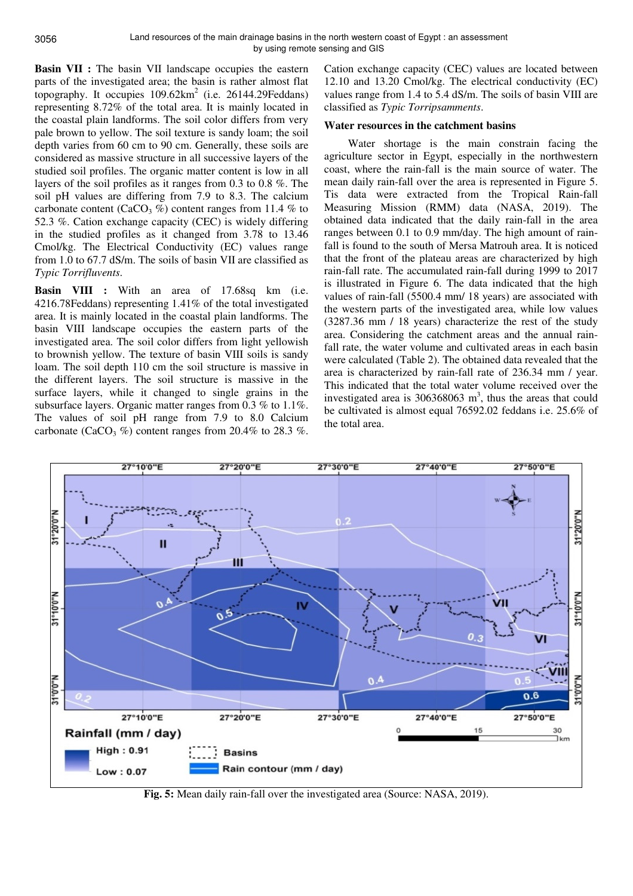**Basin VII :** The basin VII landscape occupies the eastern parts of the investigated area; the basin is rather almost flat topography. It occupies 109.62km$^2$ (i.e. 26144.29Feddans) representing 8.72% of the total area. It is mainly located in the coastal plain landforms. The soil color differs from very pale brown to yellow. The soil texture is sandy loam; the soil depth varies from 60 cm to 90 cm. Generally, these soils are considered as massive structure in all successive layers of the studied soil profiles. The organic matter content is low in all layers of the soil profiles as it ranges from 0.3 to 0.8 %. The soil pH values are differing from 7.9 to 8.3. The calcium carbonate content ($CaCO_3$ %) content ranges from 11.4 % to 52.3 %. Cation exchange capacity (CEC) is widely differing in the studied profiles as it changed from 3.78 to 13.46 Cmol/kg. The Electrical Conductivity (EC) values range from 1.0 to 67.7 dS/m. The soils of basin VII are classified as *Typic Torrifluvents*.

**Basin VIII :** With an area of 17.68sq km (i.e. 4216.78Feddans) representing 1.41% of the total investigated area. It is mainly located in the coastal plain landforms. The basin VIII landscape occupies the eastern parts of the investigated area. The soil color differs from light yellowish to brownish yellow. The texture of basin VIII soils is sandy loam. The soil depth 110 cm the soil structure is massive in the different layers. The soil structure is massive in the surface layers, while it changed to single grains in the subsurface layers. Organic matter ranges from 0.3 % to 1.1%. The values of soil pH range from 7.9 to 8.0 Calcium carbonate ($CaCO_3$ %) content ranges from 20.4% to 28.3 %. Cation exchange capacity (CEC) values are located between 12.10 and 13.20 Cmol/kg. The electrical conductivity (EC) values range from 1.4 to 5.4 dS/m. The soils of basin VIII are classified as *Typic Torripsamments*.

### Water resources in the catchment basins

Water shortage is the main constrain facing the agriculture sector in Egypt, especially in the northwestern coast, where the rain-fall is the main source of water. The mean daily rain-fall over the area is represented in Figure 5. Tis data were extracted from the Tropical Rain-fall Measuring Mission (RMM) data (NASA, 2019). The obtained data indicated that the daily rain-fall in the area ranges between 0.1 to 0.9 mm/day. The high amount of rain-fall is found to the south of Mersa Matrouh area. It is noticed that the front of the plateau areas are characterized by high rain-fall rate. The accumulated rain-fall during 1999 to 2017 is illustrated in Figure 6. The data indicated that the high values of rain-fall (5500.4 mm/ 18 years) are associated with the western parts of the investigated area, while low values (3287.36 mm / 18 years) characterize the rest of the study area. Considering the catchment areas and the annual rain-fall rate, the water volume and cultivated areas in each basin were calculated (Table 2). The obtained data revealed that the area is characterized by rain-fall rate of 236.34 mm / year. This indicated that the total water volume received over the investigated area is 306368063 m$^3$, thus the areas that could be cultivated is almost equal 76592.02 feddans i.e. 25.6% of the total area.

**Fig. 5:** Mean daily rain-fall over the investigated area (Source: NASA, 2019).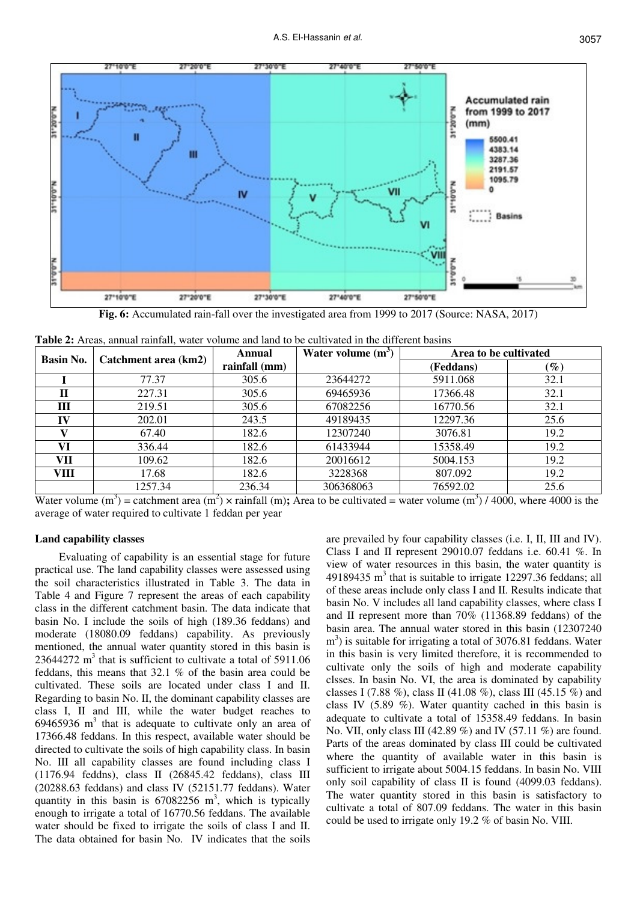Fig. 6: Accumulated rain-fall over the investigated area from 1999 to 2017 (Source: NASA, 2017)

**Table 2:** Areas, annual rainfall, water volume and land to be cultivated in the different basins

| Basin No. | Catchment area (km2) | Annual rainfall (mm) | Water volume ($m^3$) | Area to be cultivated | |
|---|---|---|---|---|---|
| | | | | (Feddans) | (%) |
| I | 77.37 | 305.6 | 23644272 | 5911.068 | 32.1 |
| II | 227.31 | 305.6 | 69465936 | 17366.48 | 32.1 |
| III | 219.51 | 305.6 | 67082256 | 16770.56 | 32.1 |
| IV | 202.01 | 243.5 | 49189435 | 12297.36 | 25.6 |
| V | 67.40 | 182.6 | 12307240 | 3076.81 | 19.2 |
| VI | 336.44 | 182.6 | 61433944 | 15358.49 | 19.2 |
| VII | 109.62 | 182.6 | 20016612 | 5004.153 | 19.2 |
| VIII | 17.68 | 182.6 | 3228368 | 807.092 | 19.2 |
| | 1257.34 | 236.34 | 306368063 | 76592.02 | 25.6 |

Water volume ($m^3$) = catchment area ($m^2$) × rainfall (m); Area to be cultivated = water volume ($m^3$) / 4000, where 4000 is the average of water required to cultivate 1 feddan per year

### Land capability classes

Evaluating of capability is an essential stage for future practical use. The land capability classes were assessed using the soil characteristics illustrated in Table 3. The data in Table 4 and Figure 7 represent the areas of each capability class in the different catchment basin. The data indicate that basin No. I include the soils of high (189.36 feddans) and moderate (18080.09 feddans) capability. As previously mentioned, the annual water quantity stored in this basin is 23644272 $m^3$ that is sufficient to cultivate a total of 5911.06 feddans, this means that 32.1 % of the basin area could be cultivated. These soils are located under class I and II. Regarding to basin No. II, the dominant capability classes are class I, II and III, while the water budget reaches to 69465936 $m^3$ that is adequate to cultivate only an area of 17366.48 feddans. In this respect, available water should be directed to cultivate the soils of high capability class. In basin No. III all capability classes are found including class I (1176.94 feddns), class II (26845.42 feddans), class III (20288.63 feddans) and class IV (52151.77 feddans). Water quantity in this basin is 67082256 $m^3$, which is typically enough to irrigate a total of 16770.56 feddans. The available water should be fixed to irrigate the soils of class I and II. The data obtained for basin No. IV indicates that the soils are prevailed by four capability classes (i.e. I, II, III and IV). Class I and II represent 29010.07 feddans i.e. 60.41 %. In view of water resources in this basin, the water quantity is 49189435 $m^3$ that is suitable to irrigate 12297.36 feddans; all of these areas include only class I and II. Results indicate that basin No. V includes all land capability classes, where class I and II represent more than 70% (11368.89 feddans) of the basin area. The annual water stored in this basin (12307240 $m^3$) is suitable for irrigating a total of 3076.81 feddans. Water in this basin is very limited therefore, it is recommended to cultivate only the soils of high and moderate capability clsses. In basin No. VI, the area is dominated by capability classes I (7.88 %), class II (41.08 %), class III (45.15 %) and class IV (5.89 %). Water quantity cached in this basin is adequate to cultivate a total of 15358.49 feddans. In basin No. VII, only class III (42.89 %) and IV (57.11 %) are found. Parts of the areas dominated by class III could be cultivated where the quantity of available water in this basin is sufficient to irrigate about 5004.15 feddans. In basin No. VIII only soil capability of class II is found (4099.03 feddans). The water quantity stored in this basin is satisfactory to cultivate a total of 807.09 feddans. The water in this basin could be used to irrigate only 19.2 % of basin No. VIII.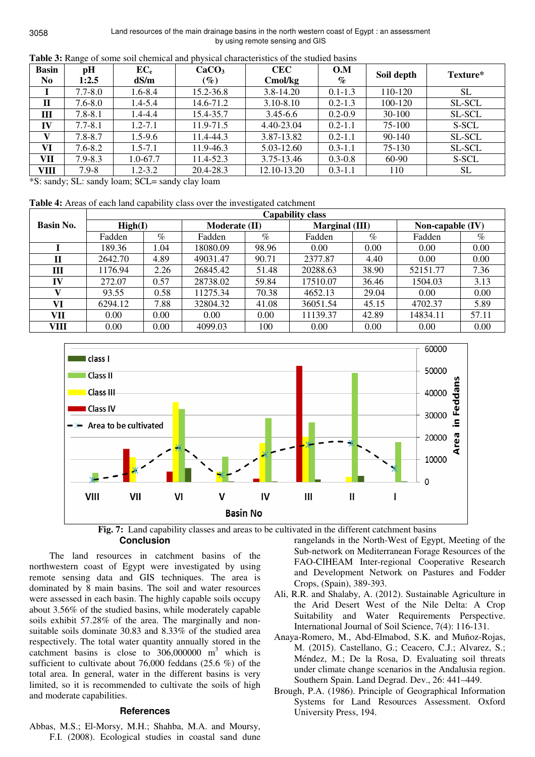**Table 3:** Range of some soil chemical and physical characteristics of the studied basins

| Basin No | pH 1:2.5 | $EC_e$ dS/m | $CaCO_3$ (%) | CEC Cmol/kg | O.M % | Soil depth | Texture* |
|---|---|---|---|---|---|---|---|
| I | 7.7-8.0 | 1.6-8.4 | 15.2-36.8 | 3.8-14.20 | 0.1-1.3 | 110-120 | SL |
| II | 7.6-8.0 | 1.4-5.4 | 14.6-71.2 | 3.10-8.10 | 0.2-1.3 | 100-120 | SL-SCL |
| III | 7.8-8.1 | 1.4-4.4 | 15.4-35.7 | 3.45-6.6 | 0.2-0.9 | 30-100 | SL-SCL |
| IV | 7.7-8.1 | 1.2-7.1 | 11.9-71.5 | 4.40-23.04 | 0.2-1.1 | 75-100 | S-SCL |
| V | 7.8-8.7 | 1.5-9.6 | 11.4-44.3 | 3.87-13.82 | 0.2-1.1 | 90-140 | SL-SCL |
| VI | 7.6-8.2 | 1.5-7.1 | 11.9-46.3 | 5.03-12.60 | 0.3-1.1 | 75-130 | SL-SCL |
| VII | 7.9-8.3 | 1.0-67.7 | 11.4-52.3 | 3.75-13.46 | 0.3-0.8 | 60-90 | S-SCL |
| VIII | 7.9-8 | 1.2-3.2 | 20.4-28.3 | 12.10-13.20 | 0.3-1.1 | 110 | SL |

*S: sandy; SL: sandy loam; SCL= sandy clay loam

**Table 4:** Areas of each land capability class over the investigated catchment

| Basin No. | Capability class | | | | | | | |
|---|---|---|---|---|---|---|---|---|
| | High(I) | | Moderate (II) | | Marginal (III) | | Non-capable (IV) | |
| | Fadden | % | Fadden | % | Fadden | % | Fadden | % |
| I | 189.36 | 1.04 | 18080.09 | 98.96 | 0.00 | 0.00 | 0.00 | 0.00 |
| II | 2642.70 | 4.89 | 49031.47 | 90.71 | 2377.87 | 4.40 | 0.00 | 0.00 |
| III | 1176.94 | 2.26 | 26845.42 | 51.48 | 20288.63 | 38.90 | 52151.77 | 7.36 |
| IV | 272.07 | 0.57 | 28738.02 | 59.84 | 17510.07 | 36.46 | 1504.03 | 3.13 |
| V | 93.55 | 0.58 | 11275.34 | 70.38 | 4652.13 | 29.04 | 0.00 | 0.00 |
| VI | 6294.12 | 7.88 | 32804.32 | 41.08 | 36051.54 | 45.15 | 4702.37 | 5.89 |
| VII | 0.00 | 0.00 | 0.00 | 0.00 | 11139.37 | 42.89 | 14834.11 | 57.11 |
| VIII | 0.00 | 0.00 | 4099.03 | 100 | 0.00 | 0.00 | 0.00 | 0.00 |

**Fig. 7:** Land capability classes and areas to be cultivated in the different catchment basins

## Conclusion

The land resources in catchment basins of the northwestern coast of Egypt were investigated by using remote sensing data and GIS techniques. The area is dominated by 8 main basins. The soil and water resources were assessed in each basin. The highly capable soils occupy about 3.56% of the studied basins, while moderately capable soils exhibit 57.28% of the area. The marginally and non-suitable soils dominate 30.83 and 8.33% of the studied area respectively. The total water quantity annually stored in the catchment basins is close to 306,000000 $m^3$ which is sufficient to cultivate about 76,000 feddans (25.6 %) of the total area. In general, water in the different basins is very limited, so it is recommended to cultivate the soils of high and moderate capabilities.

## References

Abbas, M.S.; El-Morsy, M.H.; Shahba, M.A. and Moursy, F.I. (2008). Ecological studies in coastal sand dune rangelands in the North-West of Egypt, Meeting of the Sub-network on Mediterranean Forage Resources of the FAO-CIHEAM Inter-regional Cooperative Research and Development Network on Pastures and Fodder Crops, (Spain), 389-393.

Ali, R.R. and Shalaby, A. (2012). Sustainable Agriculture in the Arid Desert West of the Nile Delta: A Crop Suitability and Water Requirements Perspective. International Journal of Soil Science, 7(4): 116-131.

Anaya-Romero, M., Abd-Elmabod, S.K. and Muñoz-Rojas, M. (2015). Castellano, G.; Ceacero, C.J.; Alvarez, S.; Méndez, M.; De la Rosa, D. Evaluating soil threats under climate change scenarios in the Andalusia region. Southern Spain. Land Degrad. Dev., 26: 441–449.

Brough, P.A. (1986). Principle of Geographical Information Systems for Land Resources Assessment. Oxford University Press, 194.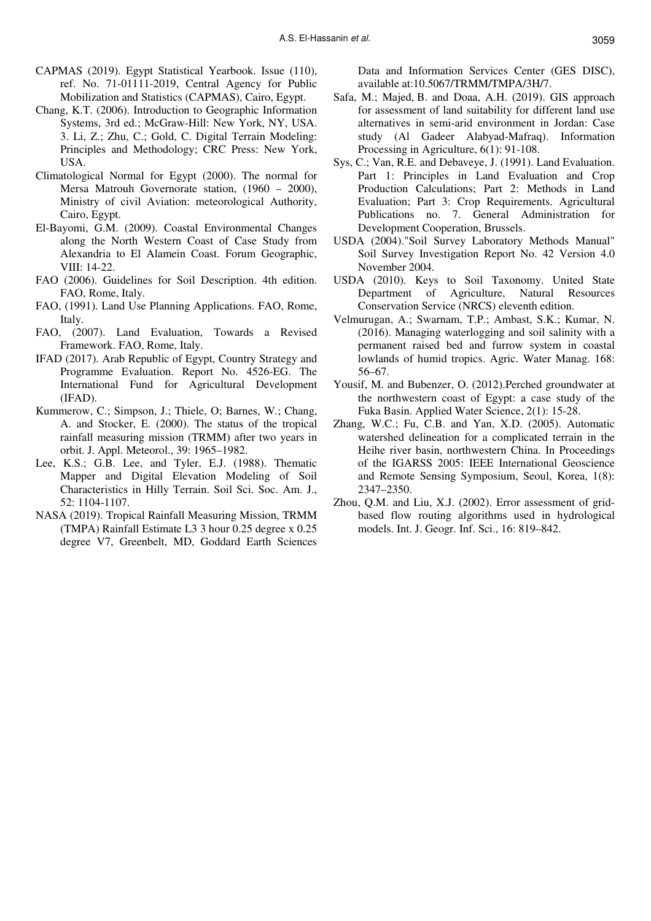CAPMAS (2019). Egypt Statistical Yearbook. Issue (110), ref. No. 71-01111-2019, Central Agency for Public Mobilization and Statistics (CAPMAS), Cairo, Egypt.

Chang, K.T. (2006). Introduction to Geographic Information Systems, 3rd ed.; McGraw-Hill: New York, NY, USA. 3. Li, Z.; Zhu, C.; Gold, C. Digital Terrain Modeling: Principles and Methodology; CRC Press: New York, USA.

Climatological Normal for Egypt (2000). The normal for Mersa Matrouh Governorate station, (1960 – 2000), Ministry of civil Aviation: meteorological Authority, Cairo, Egypt.

El-Bayomi, G.M. (2009). Coastal Environmental Changes along the North Western Coast of Case Study from Alexandria to El Alamein Coast. Forum Geographic, VIII: 14-22.

FAO (2006). Guidelines for Soil Description. 4th edition. FAO, Rome, Italy.

FAO, (1991). Land Use Planning Applications. FAO, Rome, Italy.

FAO, (2007). Land Evaluation, Towards a Revised Framework. FAO, Rome, Italy.

IFAD (2017). Arab Republic of Egypt, Country Strategy and Programme Evaluation. Report No. 4526-EG. The International Fund for Agricultural Development (IFAD).

Kummerow, C.; Simpson, J.; Thiele, O; Barnes, W.; Chang, A. and Stocker, E. (2000). The status of the tropical rainfall measuring mission (TRMM) after two years in orbit. J. Appl. Meteorol., 39: 1965–1982.

Lee, K.S.; G.B. Lee, and Tyler, E.J. (1988). Thematic Mapper and Digital Elevation Modeling of Soil Characteristics in Hilly Terrain. Soil Sci. Soc. Am. J., 52: 1104-1107.

NASA (2019). Tropical Rainfall Measuring Mission, TRMM (TMPA) Rainfall Estimate L3 3 hour 0.25 degree x 0.25 degree V7, Greenbelt, MD, Goddard Earth Sciences Data and Information Services Center (GES DISC), available at:10.5067/TRMM/TMPA/3H/7.

Safa, M.; Majed, B. and Doaa, A.H. (2019). GIS approach for assessment of land suitability for different land use alternatives in semi-arid environment in Jordan: Case study (Al Gadeer Alabyad-Mafraq). Information Processing in Agriculture, 6(1): 91-108.

Sys, C.; Van, R.E. and Debaveye, J. (1991). Land Evaluation. Part 1: Principles in Land Evaluation and Crop Production Calculations; Part 2: Methods in Land Evaluation; Part 3: Crop Requirements. Agricultural Publications no. 7. General Administration for Development Cooperation, Brussels.

USDA (2004)."Soil Survey Laboratory Methods Manual" Soil Survey Investigation Report No. 42 Version 4.0 November 2004.

USDA (2010). Keys to Soil Taxonomy. United State Department of Agriculture, Natural Resources Conservation Service (NRCS) eleventh edition.

Velmurugan, A.; Swarnam, T.P.; Ambast, S.K.; Kumar, N. (2016). Managing waterlogging and soil salinity with a permanent raised bed and furrow system in coastal lowlands of humid tropics. Agric. Water Manag. 168: 56–67.

Yousif, M. and Bubenzer, O. (2012).Perched groundwater at the northwestern coast of Egypt: a case study of the Fuka Basin. Applied Water Science, 2(1): 15-28.

Zhang, W.C.; Fu, C.B. and Yan, X.D. (2005). Automatic watershed delineation for a complicated terrain in the Heihe river basin, northwestern China. In Proceedings of the IGARSS 2005: IEEE International Geoscience and Remote Sensing Symposium, Seoul, Korea, 1(8): 2347–2350.

Zhou, Q.M. and Liu, X.J. (2002). Error assessment of grid-based flow routing algorithms used in hydrological models. Int. J. Geogr. Inf. Sci., 16: 819–842.